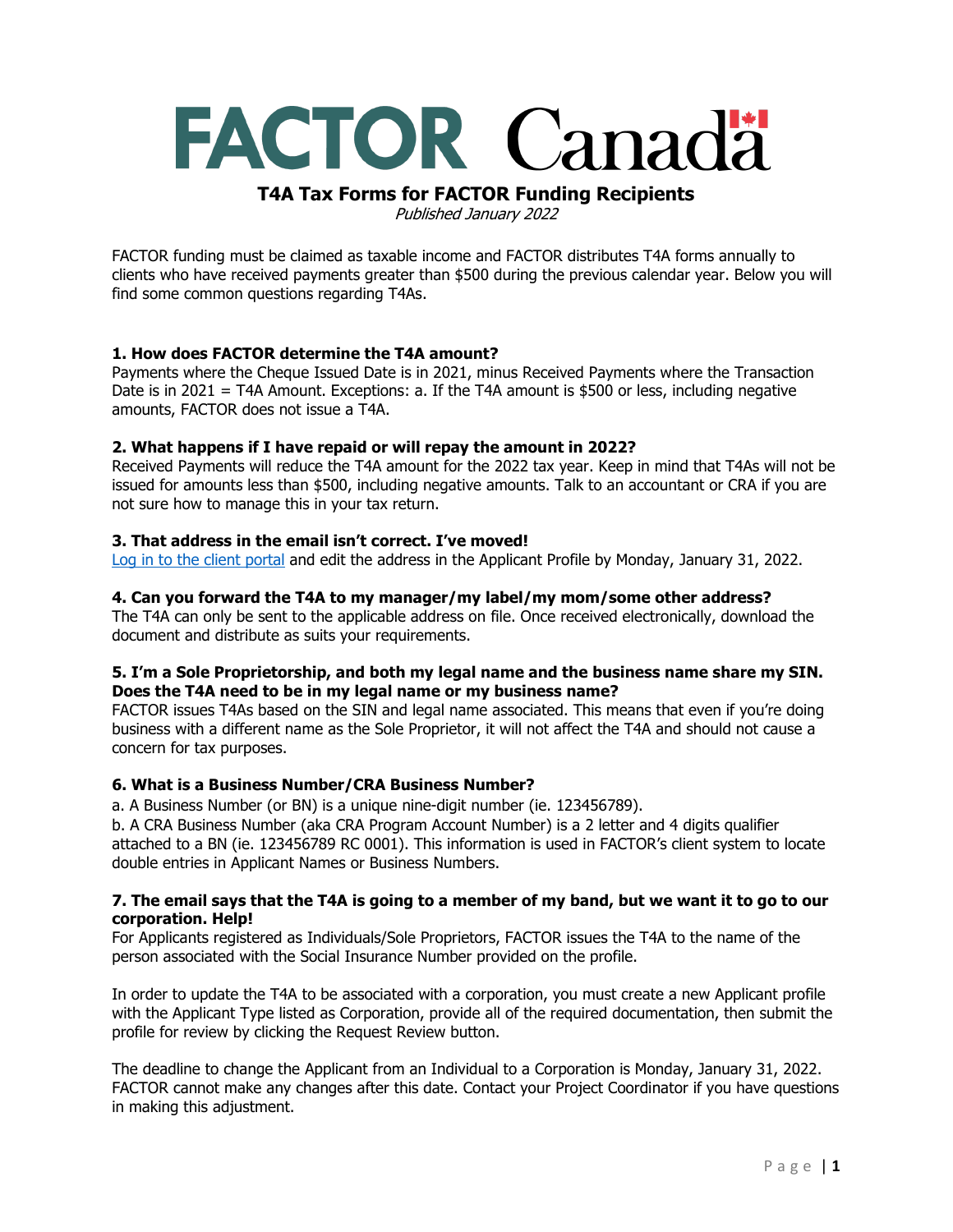FACTOR Canada

# T4A Tax Forms for FACTOR Funding Recipients

*Published January 2022*

FACTOR funding must be claimed as taxable income and FACTOR distributes T4A forms annually to clients who have received payments greater than $500 during the previous calendar year. Below you will find some common questions regarding T4As.

### 1. How does FACTOR determine the T4A amount?

Payments where the Cheque Issued Date is in 2021, minus Received Payments where the Transaction Date is in 2021 = T4A Amount. Exceptions: a. If the T4A amount is $500 or less, including negative amounts, FACTOR does not issue a T4A.

### 2. What happens if I have repaid or will repay the amount in 2022?

Received Payments will reduce the T4A amount for the 2022 tax year. Keep in mind that T4As will not be issued for amounts less than $500, including negative amounts. Talk to an accountant or CRA if you are not sure how to manage this in your tax return.

### 3. That address in the email isn't correct. I've moved!

Log in to the client portal and edit the address in the Applicant Profile by Monday, January 31, 2022.

### 4. Can you forward the T4A to my manager/my label/my mom/some other address?

The T4A can only be sent to the applicable address on file. Once received electronically, download the document and distribute as suits your requirements.

### 5. I'm a Sole Proprietorship, and both my legal name and the business name share my SIN. Does the T4A need to be in my legal name or my business name?

FACTOR issues T4As based on the SIN and legal name associated. This means that even if you're doing business with a different name as the Sole Proprietor, it will not affect the T4A and should not cause a concern for tax purposes.

### 6. What is a Business Number/CRA Business Number?

a. A Business Number (or BN) is a unique nine-digit number (ie. 123456789).

b. A CRA Business Number (aka CRA Program Account Number) is a 2 letter and 4 digits qualifier attached to a BN (ie. 123456789 RC 0001). This information is used in FACTOR's client system to locate double entries in Applicant Names or Business Numbers.

### 7. The email says that the T4A is going to a member of my band, but we want it to go to our corporation. Help!

For Applicants registered as Individuals/Sole Proprietors, FACTOR issues the T4A to the name of the person associated with the Social Insurance Number provided on the profile.

In order to update the T4A to be associated with a corporation, you must create a new Applicant profile with the Applicant Type listed as Corporation, provide all of the required documentation, then submit the profile for review by clicking the Request Review button.

The deadline to change the Applicant from an Individual to a Corporation is Monday, January 31, 2022. FACTOR cannot make any changes after this date. Contact your Project Coordinator if you have questions in making this adjustment.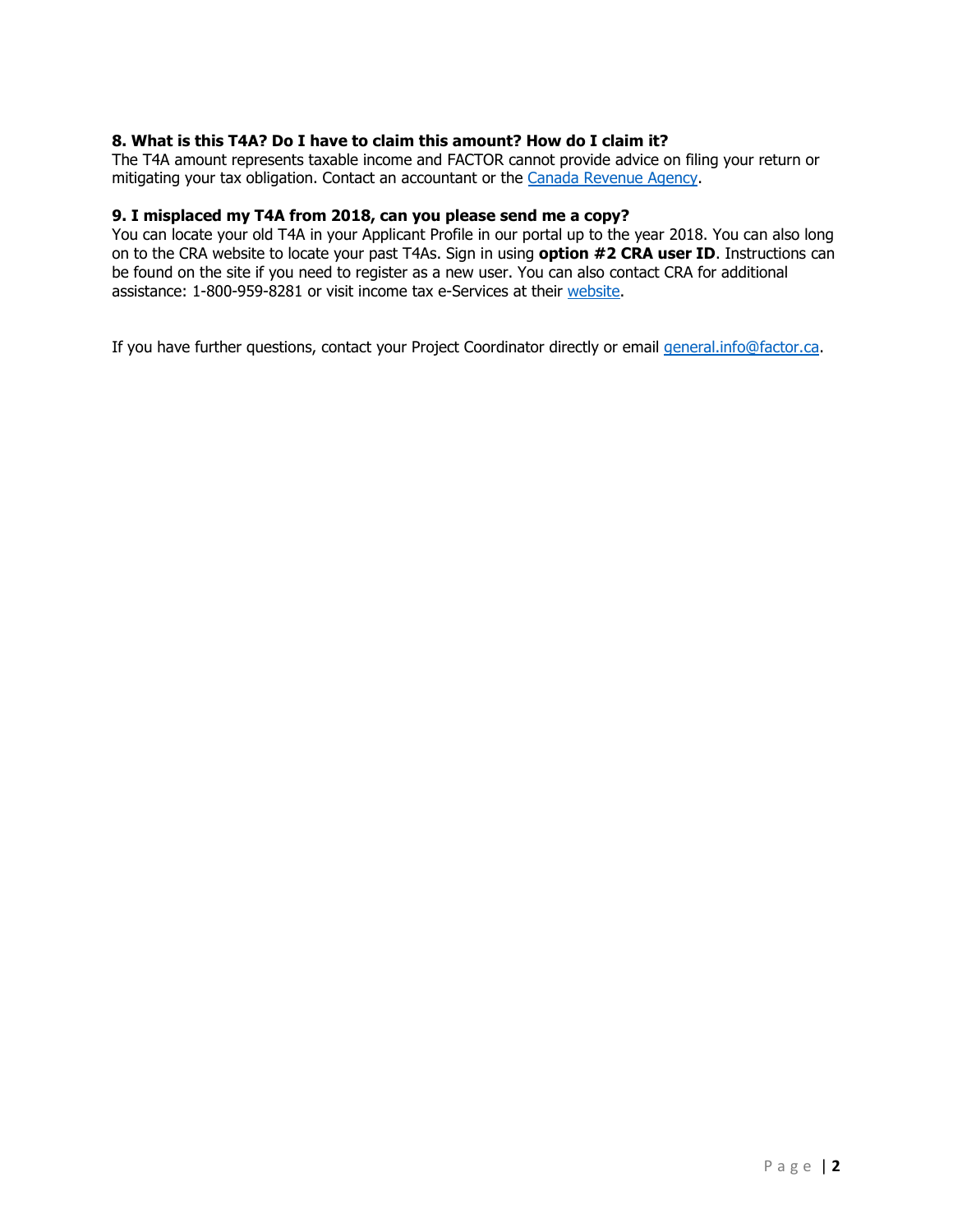**8. What is this T4A? Do I have to claim this amount? How do I claim it?**
The T4A amount represents taxable income and FACTOR cannot provide advice on filing your return or mitigating your tax obligation. Contact an accountant or the Canada Revenue Agency.

**9. I misplaced my T4A from 2018, can you please send me a copy?**
You can locate your old T4A in your Applicant Profile in our portal up to the year 2018. You can also long on to the CRA website to locate your past T4As. Sign in using **option #2 CRA user ID**. Instructions can be found on the site if you need to register as a new user. You can also contact CRA for additional assistance: 1-800-959-8281 or visit income tax e-Services at their website.

If you have further questions, contact your Project Coordinator directly or email general.info@factor.ca.